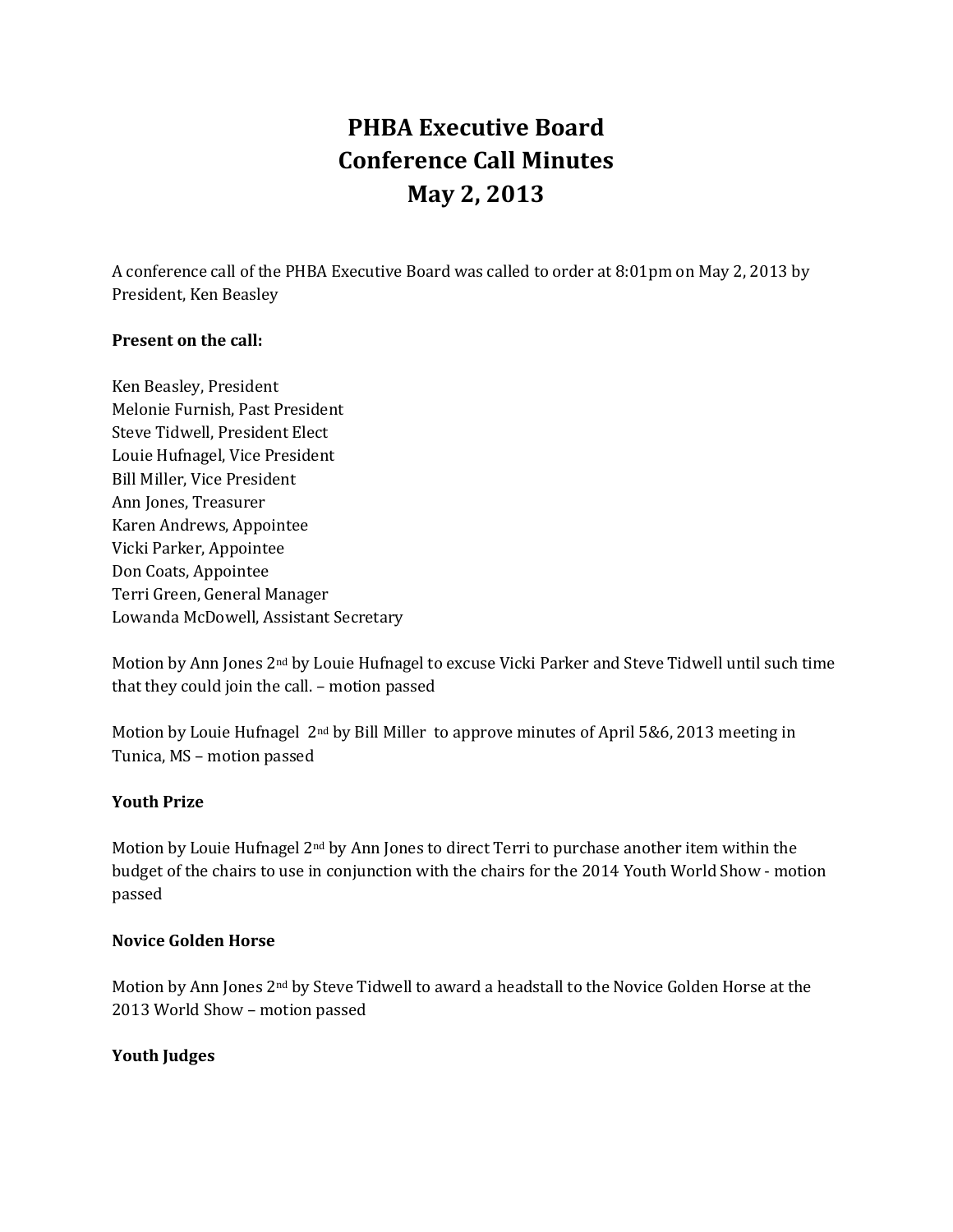# PHBA Executive Board
# Conference Call Minutes
# May 2, 2013

A conference call of the PHBA Executive Board was called to order at 8:01pm on May 2, 2013 by President, Ken Beasley

**Present on the call:**

Ken Beasley, President
Melonie Furnish, Past President
Steve Tidwell, President Elect
Louie Hufnagel, Vice President
Bill Miller, Vice President
Ann Jones, Treasurer
Karen Andrews, Appointee
Vicki Parker, Appointee
Don Coats, Appointee
Terri Green, General Manager
Lowanda McDowell, Assistant Secretary

Motion by Ann Jones 2nd by Louie Hufnagel to excuse Vicki Parker and Steve Tidwell until such time that they could join the call. – motion passed

Motion by Louie Hufnagel 2nd by Bill Miller to approve minutes of April 5&6, 2013 meeting in Tunica, MS – motion passed

**Youth Prize**

Motion by Louie Hufnagel 2nd by Ann Jones to direct Terri to purchase another item within the budget of the chairs to use in conjunction with the chairs for the 2014 Youth World Show - motion passed

**Novice Golden Horse**

Motion by Ann Jones 2nd by Steve Tidwell to award a headstall to the Novice Golden Horse at the 2013 World Show – motion passed

**Youth Judges**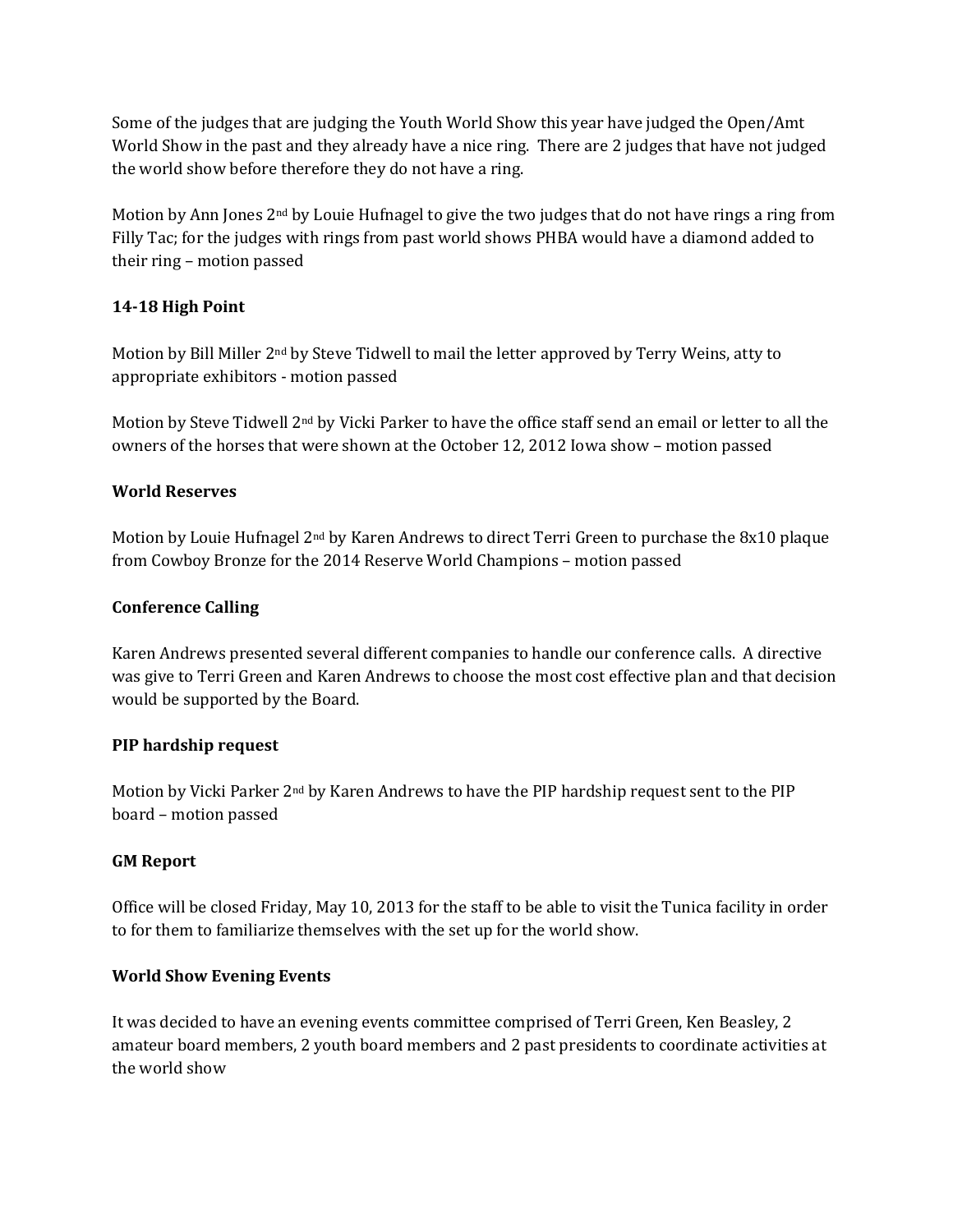Some of the judges that are judging the Youth World Show this year have judged the Open/Amt World Show in the past and they already have a nice ring. There are 2 judges that have not judged the world show before therefore they do not have a ring.

Motion by Ann Jones 2nd by Louie Hufnagel to give the two judges that do not have rings a ring from Filly Tac; for the judges with rings from past world shows PHBA would have a diamond added to their ring – motion passed

**14-18 High Point**

Motion by Bill Miller 2nd by Steve Tidwell to mail the letter approved by Terry Weins, atty to appropriate exhibitors - motion passed

Motion by Steve Tidwell 2nd by Vicki Parker to have the office staff send an email or letter to all the owners of the horses that were shown at the October 12, 2012 Iowa show – motion passed

**World Reserves**

Motion by Louie Hufnagel 2nd by Karen Andrews to direct Terri Green to purchase the 8x10 plaque from Cowboy Bronze for the 2014 Reserve World Champions – motion passed

**Conference Calling**

Karen Andrews presented several different companies to handle our conference calls. A directive was give to Terri Green and Karen Andrews to choose the most cost effective plan and that decision would be supported by the Board.

**PIP hardship request**

Motion by Vicki Parker 2nd by Karen Andrews to have the PIP hardship request sent to the PIP board – motion passed

**GM Report**

Office will be closed Friday, May 10, 2013 for the staff to be able to visit the Tunica facility in order to for them to familiarize themselves with the set up for the world show.

**World Show Evening Events**

It was decided to have an evening events committee comprised of Terri Green, Ken Beasley, 2 amateur board members, 2 youth board members and 2 past presidents to coordinate activities at the world show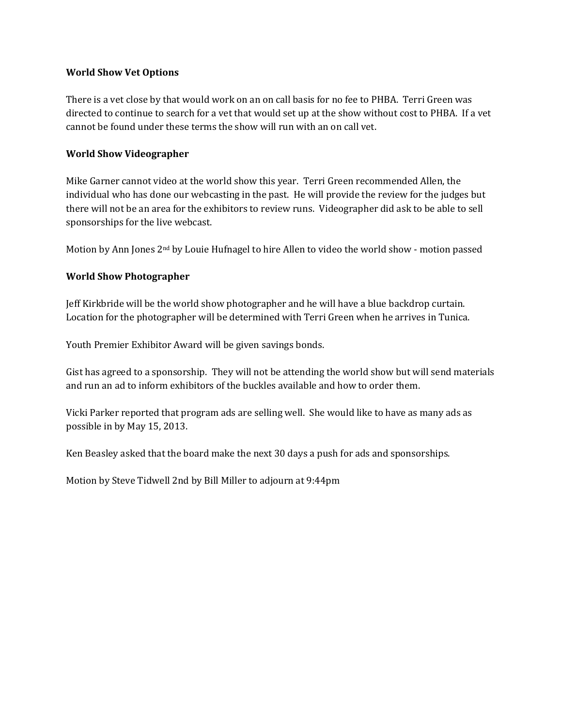**World Show Vet Options**

There is a vet close by that would work on an on call basis for no fee to PHBA. Terri Green was directed to continue to search for a vet that would set up at the show without cost to PHBA. If a vet cannot be found under these terms the show will run with an on call vet.

**World Show Videographer**

Mike Garner cannot video at the world show this year. Terri Green recommended Allen, the individual who has done our webcasting in the past. He will provide the review for the judges but there will not be an area for the exhibitors to review runs. Videographer did ask to be able to sell sponsorships for the live webcast.

Motion by Ann Jones 2nd by Louie Hufnagel to hire Allen to video the world show - motion passed

**World Show Photographer**

Jeff Kirkbride will be the world show photographer and he will have a blue backdrop curtain. Location for the photographer will be determined with Terri Green when he arrives in Tunica.

Youth Premier Exhibitor Award will be given savings bonds.

Gist has agreed to a sponsorship. They will not be attending the world show but will send materials and run an ad to inform exhibitors of the buckles available and how to order them.

Vicki Parker reported that program ads are selling well. She would like to have as many ads as possible in by May 15, 2013.

Ken Beasley asked that the board make the next 30 days a push for ads and sponsorships.

Motion by Steve Tidwell 2nd by Bill Miller to adjourn at 9:44pm